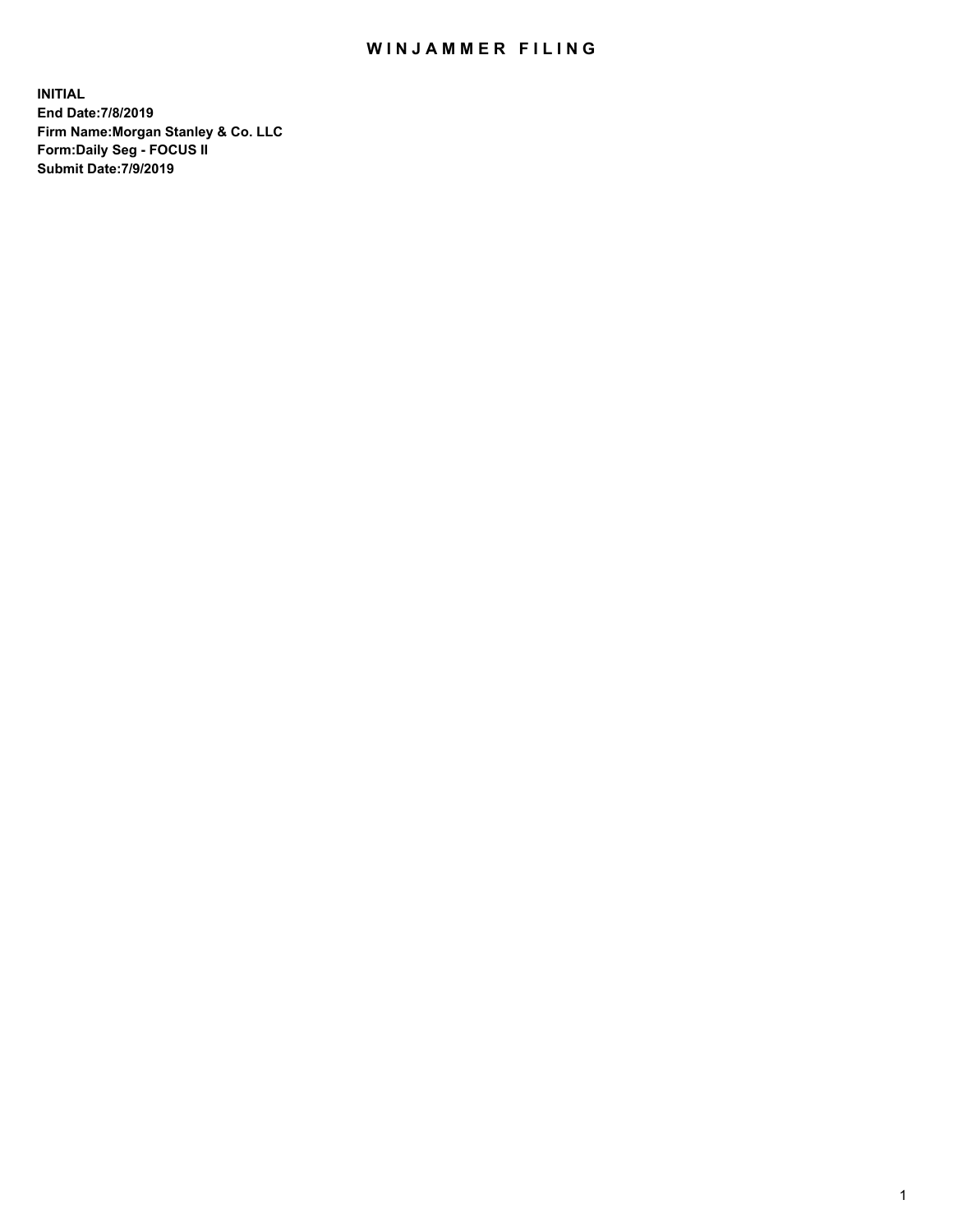# WINJAMMER FILING

**INITIAL**
**End Date:7/8/2019**
**Firm Name:Morgan Stanley & Co. LLC**
**Form:Daily Seg - FOCUS II**
**Submit Date:7/9/2019**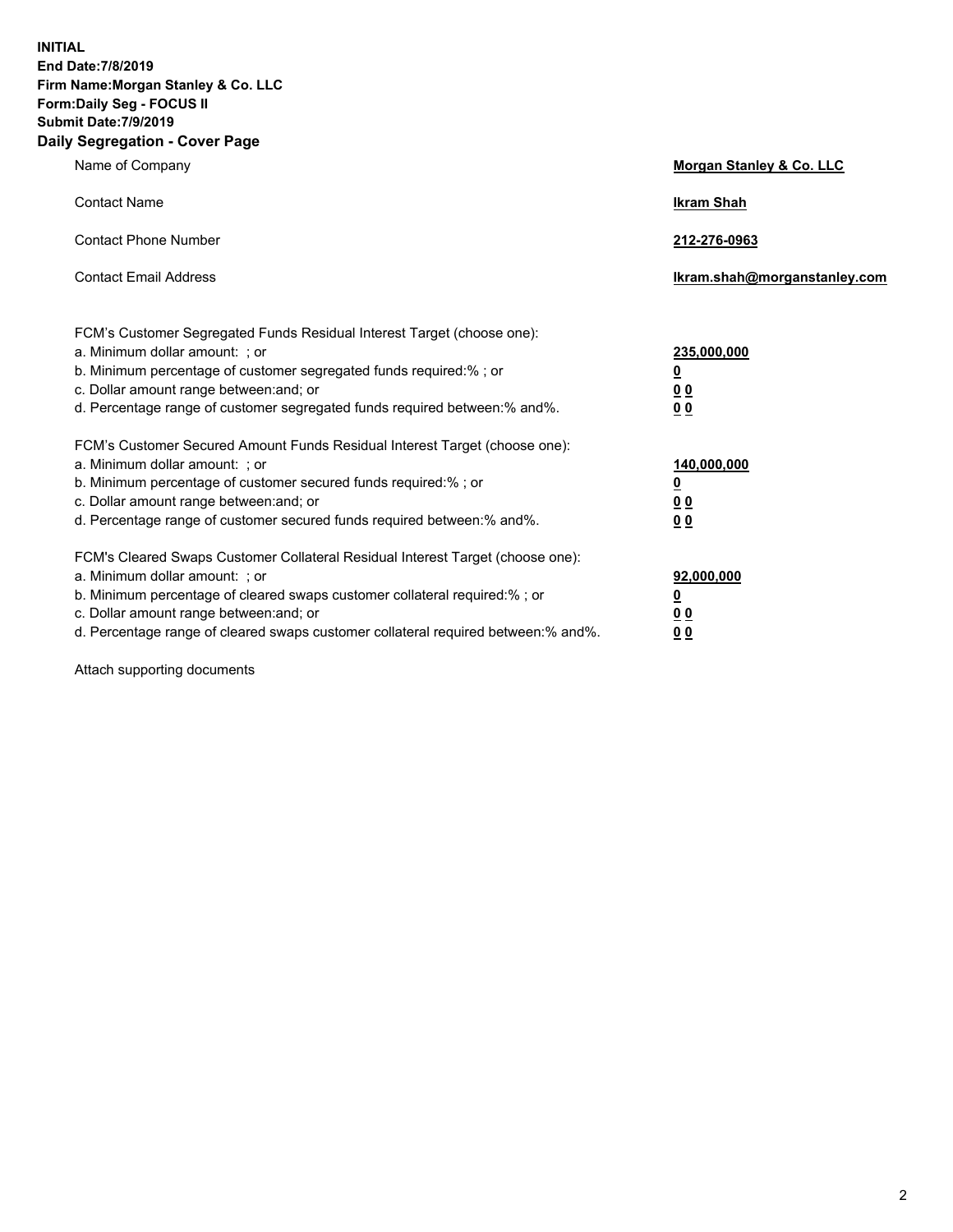**INITIAL**
**End Date:7/8/2019**
**Firm Name:Morgan Stanley & Co. LLC**
**Form:Daily Seg - FOCUS II**
**Submit Date:7/9/2019**

## Daily Segregation - Cover Page

| | |
|---|---|
| Name of Company | **Morgan Stanley & Co. LLC** |
| Contact Name | **Ikram Shah** |
| Contact Phone Number | **212-276-0963** |
| Contact Email Address | **Ikram.shah@morganstanley.com** |

| | |
|---|---|
| FCM's Customer Segregated Funds Residual Interest Target (choose one): | |
| a. Minimum dollar amount: ; or | **235,000,000** |
| b. Minimum percentage of customer segregated funds required:% ; or | **0** |
| c. Dollar amount range between:and; or | **0 0** |
| d. Percentage range of customer segregated funds required between:% and%. | **0 0** |
| FCM's Customer Secured Amount Funds Residual Interest Target (choose one): | |
| a. Minimum dollar amount: ; or | **140,000,000** |
| b. Minimum percentage of customer secured funds required:% ; or | **0** |
| c. Dollar amount range between:and; or | **0 0** |
| d. Percentage range of customer secured funds required between:% and%. | **0 0** |
| FCM's Cleared Swaps Customer Collateral Residual Interest Target (choose one): | |
| a. Minimum dollar amount: ; or | **92,000,000** |
| b. Minimum percentage of cleared swaps customer collateral required:% ; or | **0** |
| c. Dollar amount range between:and; or | **0 0** |
| d. Percentage range of cleared swaps customer collateral required between:% and%. | **0 0** |

Attach supporting documents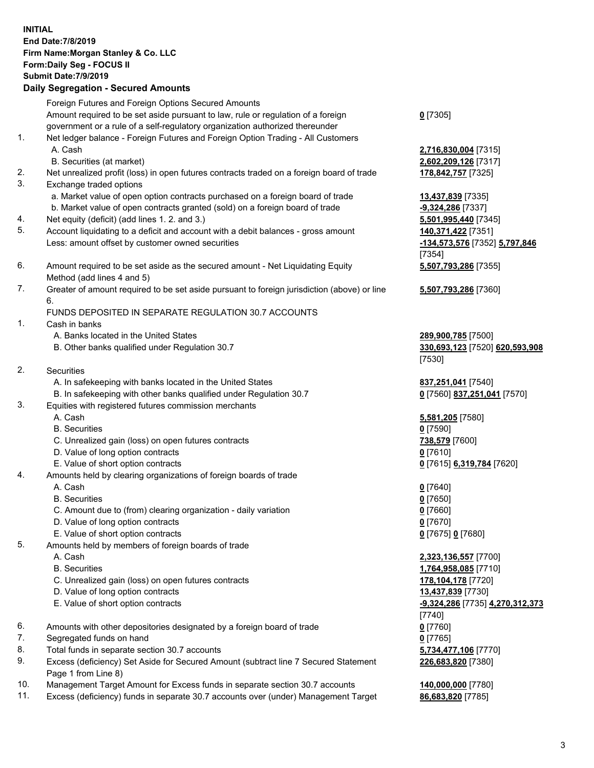**INITIAL**
**End Date:7/8/2019**
**Firm Name:Morgan Stanley & Co. LLC**
**Form:Daily Seg - FOCUS II**
**Submit Date:7/9/2019**

## Daily Segregation - Secured Amounts

| | | |
|---|---|---|
| | Foreign Futures and Foreign Options Secured Amounts | |
| | Amount required to be set aside pursuant to law, rule or regulation of a foreign government or a rule of a self-regulatory organization authorized thereunder | **0** [7305] |
| 1. | Net ledger balance - Foreign Futures and Foreign Option Trading - All Customers | |
| | A. Cash | **2,716,830,004** [7315] |
| | B. Securities (at market) | **2,602,209,126** [7317] |
| 2. | Net unrealized profit (loss) in open futures contracts traded on a foreign board of trade | **178,842,757** [7325] |
| 3. | Exchange traded options | |
| | a. Market value of open option contracts purchased on a foreign board of trade | **13,437,839** [7335] |
| | b. Market value of open contracts granted (sold) on a foreign board of trade | **-9,324,286** [7337] |
| 4. | Net equity (deficit) (add lines 1. 2. and 3.) | **5,501,995,440** [7345] |
| 5. | Account liquidating to a deficit and account with a debit balances - gross amount | **140,371,422** [7351] |
| | Less: amount offset by customer owned securities | **-134,573,576** [7352] **5,797,846** [7354] |
| 6. | Amount required to be set aside as the secured amount - Net Liquidating Equity Method (add lines 4 and 5) | **5,507,793,286** [7355] |
| 7. | Greater of amount required to be set aside pursuant to foreign jurisdiction (above) or line 6. | **5,507,793,286** [7360] |
| | FUNDS DEPOSITED IN SEPARATE REGULATION 30.7 ACCOUNTS | |
| 1. | Cash in banks | |
| | A. Banks located in the United States | **289,900,785** [7500] |
| | B. Other banks qualified under Regulation 30.7 | **330,693,123** [7520] **620,593,908** [7530] |
| 2. | Securities | |
| | A. In safekeeping with banks located in the United States | **837,251,041** [7540] |
| | B. In safekeeping with other banks qualified under Regulation 30.7 | **0** [7560] **837,251,041** [7570] |
| 3. | Equities with registered futures commission merchants | |
| | A. Cash | **5,581,205** [7580] |
| | B. Securities | **0** [7590] |
| | C. Unrealized gain (loss) on open futures contracts | **738,579** [7600] |
| | D. Value of long option contracts | **0** [7610] |
| | E. Value of short option contracts | **0** [7615] **6,319,784** [7620] |
| 4. | Amounts held by clearing organizations of foreign boards of trade | |
| | A. Cash | **0** [7640] |
| | B. Securities | **0** [7650] |
| | C. Amount due to (from) clearing organization - daily variation | **0** [7660] |
| | D. Value of long option contracts | **0** [7670] |
| | E. Value of short option contracts | **0** [7675] **0** [7680] |
| 5. | Amounts held by members of foreign boards of trade | |
| | A. Cash | **2,323,136,557** [7700] |
| | B. Securities | **1,764,958,085** [7710] |
| | C. Unrealized gain (loss) on open futures contracts | **178,104,178** [7720] |
| | D. Value of long option contracts | **13,437,839** [7730] |
| | E. Value of short option contracts | **-9,324,286** [7735] **4,270,312,373** [7740] |
| 6. | Amounts with other depositories designated by a foreign board of trade | **0** [7760] |
| 7. | Segregated funds on hand | **0** [7765] |
| 8. | Total funds in separate section 30.7 accounts | **5,734,477,106** [7770] |
| 9. | Excess (deficiency) Set Aside for Secured Amount (subtract line 7 Secured Statement Page 1 from Line 8) | **226,683,820** [7380] |
| 10. | Management Target Amount for Excess funds in separate section 30.7 accounts | **140,000,000** [7780] |
| 11. | Excess (deficiency) funds in separate 30.7 accounts over (under) Management Target | **86,683,820** [7785] |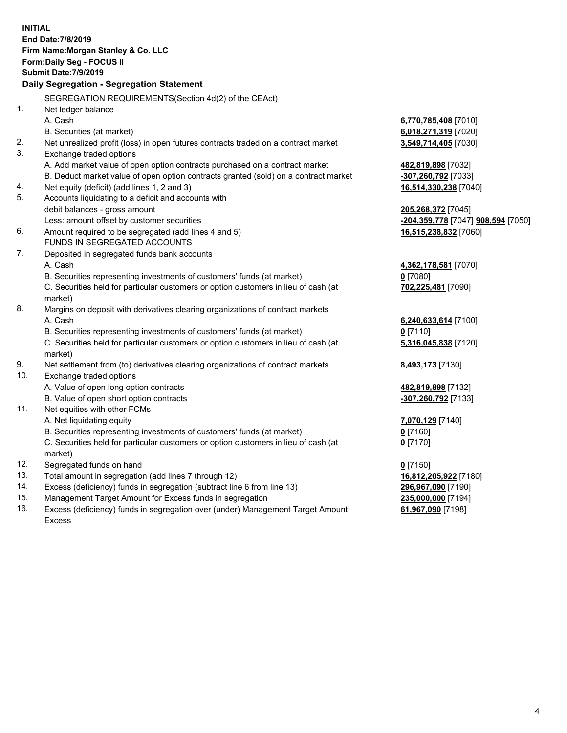**INITIAL**
**End Date:7/8/2019**
**Firm Name:Morgan Stanley & Co. LLC**
**Form:Daily Seg - FOCUS II**
**Submit Date:7/9/2019**

## Daily Segregation - Segregation Statement

SEGREGATION REQUIREMENTS(Section 4d(2) of the CEAct)

| | | |
|---|---|---|
| 1. | Net ledger balance | |
| | A. Cash | **6,770,785,408** [7010] |
| | B. Securities (at market) | **6,018,271,319** [7020] |
| 2. | Net unrealized profit (loss) in open futures contracts traded on a contract market | **3,549,714,405** [7030] |
| 3. | Exchange traded options | |
| | A. Add market value of open option contracts purchased on a contract market | **482,819,898** [7032] |
| | B. Deduct market value of open option contracts granted (sold) on a contract market | **-307,260,792** [7033] |
| 4. | Net equity (deficit) (add lines 1, 2 and 3) | **16,514,330,238** [7040] |
| 5. | Accounts liquidating to a deficit and accounts with debit balances - gross amount | **205,268,372** [7045] |
| | Less: amount offset by customer securities | **-204,359,778** [7047] **908,594** [7050] |
| 6. | Amount required to be segregated (add lines 4 and 5) | **16,515,238,832** [7060] |
| | FUNDS IN SEGREGATED ACCOUNTS | |
| 7. | Deposited in segregated funds bank accounts | |
| | A. Cash | **4,362,178,581** [7070] |
| | B. Securities representing investments of customers' funds (at market) | **0** [7080] |
| | C. Securities held for particular customers or option customers in lieu of cash (at market) | **702,225,481** [7090] |
| 8. | Margins on deposit with derivatives clearing organizations of contract markets | |
| | A. Cash | **6,240,633,614** [7100] |
| | B. Securities representing investments of customers' funds (at market) | **0** [7110] |
| | C. Securities held for particular customers or option customers in lieu of cash (at market) | **5,316,045,838** [7120] |
| 9. | Net settlement from (to) derivatives clearing organizations of contract markets | **8,493,173** [7130] |
| 10. | Exchange traded options | |
| | A. Value of open long option contracts | **482,819,898** [7132] |
| | B. Value of open short option contracts | **-307,260,792** [7133] |
| 11. | Net equities with other FCMs | |
| | A. Net liquidating equity | **7,070,129** [7140] |
| | B. Securities representing investments of customers' funds (at market) | **0** [7160] |
| | C. Securities held for particular customers or option customers in lieu of cash (at market) | **0** [7170] |
| 12. | Segregated funds on hand | **0** [7150] |
| 13. | Total amount in segregation (add lines 7 through 12) | **16,812,205,922** [7180] |
| 14. | Excess (deficiency) funds in segregation (subtract line 6 from line 13) | **296,967,090** [7190] |
| 15. | Management Target Amount for Excess funds in segregation | **235,000,000** [7194] |
| 16. | Excess (deficiency) funds in segregation over (under) Management Target Amount Excess | **61,967,090** [7198] |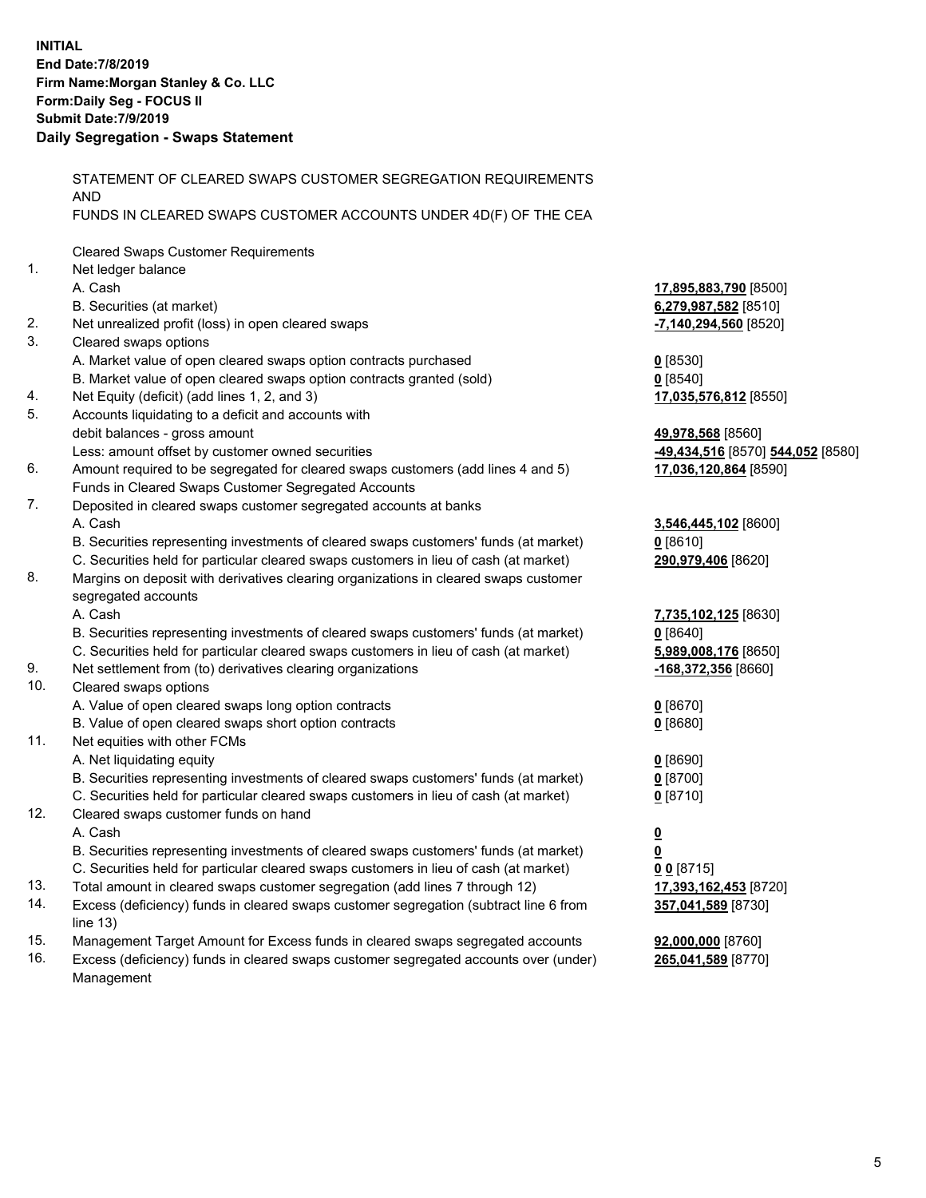**INITIAL**
**End Date:7/8/2019**
**Firm Name:Morgan Stanley & Co. LLC**
**Form:Daily Seg - FOCUS II**
**Submit Date:7/9/2019**
**Daily Segregation - Swaps Statement**

STATEMENT OF CLEARED SWAPS CUSTOMER SEGREGATION REQUIREMENTS AND
FUNDS IN CLEARED SWAPS CUSTOMER ACCOUNTS UNDER 4D(F) OF THE CEA

| | | |
|---|---|---|
| | Cleared Swaps Customer Requirements | |
| 1. | Net ledger balance | |
| | A. Cash | **17,895,883,790** [8500] |
| | B. Securities (at market) | **6,279,987,582** [8510] |
| 2. | Net unrealized profit (loss) in open cleared swaps | **-7,140,294,560** [8520] |
| 3. | Cleared swaps options | |
| | A. Market value of open cleared swaps option contracts purchased | **0** [8530] |
| | B. Market value of open cleared swaps option contracts granted (sold) | **0** [8540] |
| 4. | Net Equity (deficit) (add lines 1, 2, and 3) | **17,035,576,812** [8550] |
| 5. | Accounts liquidating to a deficit and accounts with | |
| | debit balances - gross amount | **49,978,568** [8560] |
| | Less: amount offset by customer owned securities | **-49,434,516** [8570] **544,052** [8580] |
| 6. | Amount required to be segregated for cleared swaps customers (add lines 4 and 5) | **17,036,120,864** [8590] |
| | Funds in Cleared Swaps Customer Segregated Accounts | |
| 7. | Deposited in cleared swaps customer segregated accounts at banks | |
| | A. Cash | **3,546,445,102** [8600] |
| | B. Securities representing investments of cleared swaps customers' funds (at market) | **0** [8610] |
| | C. Securities held for particular cleared swaps customers in lieu of cash (at market) | **290,979,406** [8620] |
| 8. | Margins on deposit with derivatives clearing organizations in cleared swaps customer segregated accounts | |
| | A. Cash | **7,735,102,125** [8630] |
| | B. Securities representing investments of cleared swaps customers' funds (at market) | **0** [8640] |
| | C. Securities held for particular cleared swaps customers in lieu of cash (at market) | **5,989,008,176** [8650] |
| 9. | Net settlement from (to) derivatives clearing organizations | **-168,372,356** [8660] |
| 10. | Cleared swaps options | |
| | A. Value of open cleared swaps long option contracts | **0** [8670] |
| | B. Value of open cleared swaps short option contracts | **0** [8680] |
| 11. | Net equities with other FCMs | |
| | A. Net liquidating equity | **0** [8690] |
| | B. Securities representing investments of cleared swaps customers' funds (at market) | **0** [8700] |
| | C. Securities held for particular cleared swaps customers in lieu of cash (at market) | **0** [8710] |
| 12. | Cleared swaps customer funds on hand | |
| | A. Cash | **0** |
| | B. Securities representing investments of cleared swaps customers' funds (at market) | **0** |
| | C. Securities held for particular cleared swaps customers in lieu of cash (at market) | **0** **0** [8715] |
| 13. | Total amount in cleared swaps customer segregation (add lines 7 through 12) | **17,393,162,453** [8720] |
| 14. | Excess (deficiency) funds in cleared swaps customer segregation (subtract line 6 from line 13) | **357,041,589** [8730] |
| 15. | Management Target Amount for Excess funds in cleared swaps segregated accounts | **92,000,000** [8760] |
| 16. | Excess (deficiency) funds in cleared swaps customer segregated accounts over (under) Management | **265,041,589** [8770] |